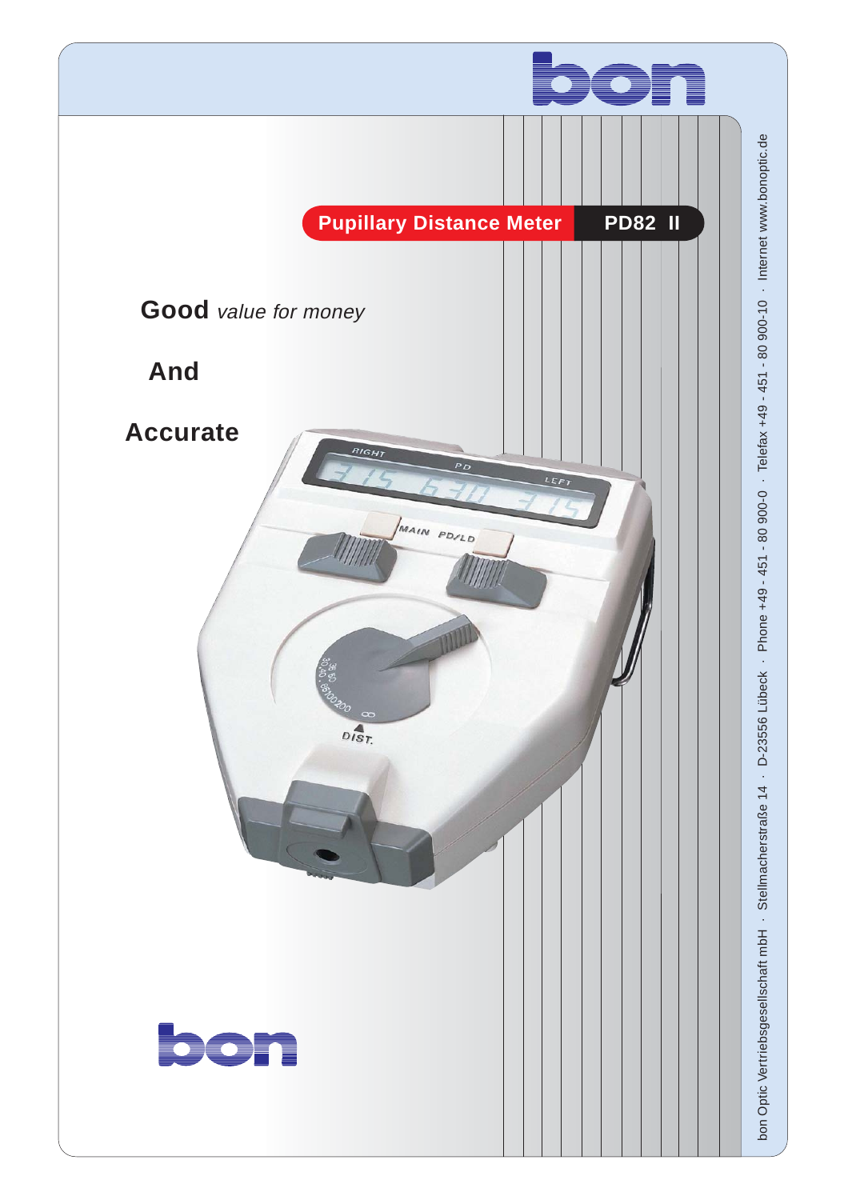# Pupillary Distance Meter PD82 II

**Good** *value for money*

**And**

**Accurate**

bon Optic Vertriebsgesellschaft mbH · Stellmacherstraße 14 · D-23556 Lübeck · Phone +49 - 451 - 80 900-0 · Telefax +49 - 451 - 80 900-10 · Internet www.bonoptic.de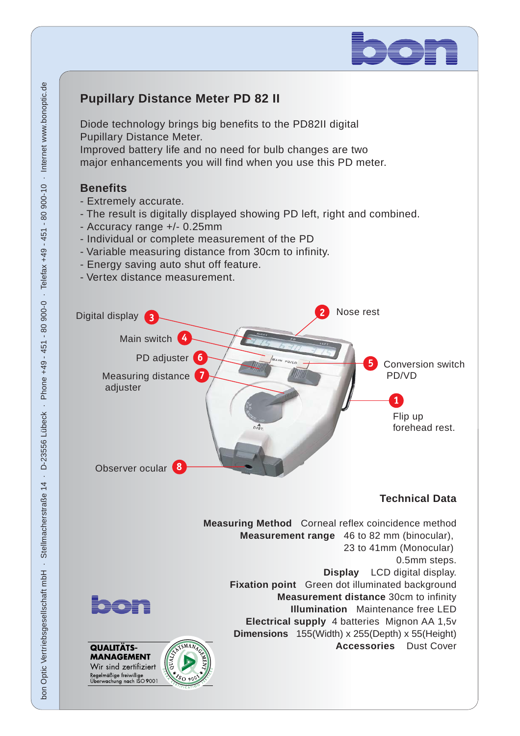## Pupillary Distance Meter PD 82 II

Diode technology brings big benefits to the PD82II digital Pupillary Distance Meter.
Improved battery life and no need for bulb changes are two major enhancements you will find when you use this PD meter.

### Benefits

- Extremely accurate.
- The result is digitally displayed showing PD left, right and combined.
- Accuracy range +/- 0.25mm
- Individual or complete measurement of the PD
- Variable measuring distance from 30cm to infinity.
- Energy saving auto shut off feature.
- Vertex distance measurement.

1. Flip up forehead rest.
2. Nose rest
3. Digital display
4. Main switch
5. Conversion switch PD/VD
6. PD adjuster
7. Measuring distance adjuster
8. Observer ocular

### Technical Data

**Measuring Method** Corneal reflex coincidence method
**Measurement range** 46 to 82 mm (binocular), 23 to 41mm (Monocular) 0.5mm steps.
**Display** LCD digital display.
**Fixation point** Green dot illuminated background
**Measurement distance** 30cm to infinity
**Illumination** Maintenance free LED
**Electrical supply** 4 batteries Mignon AA 1,5v
**Dimensions** 155(Width) x 255(Depth) x 55(Height)
**Accessories** Dust Cover

bon Optic Vertriebsgesellschaft mbH · Stellmacherstraße 14 · D-23556 Lübeck · Phone +49 - 451 - 80 900-0 · Telefax +49 - 451 - 80 900-10 · Internet www.bonoptic.de

**QUALITÄTS-MANAGEMENT**
Wir sind zertifiziert
Regelmäßige freiwillige Überwachung nach ISO 9001